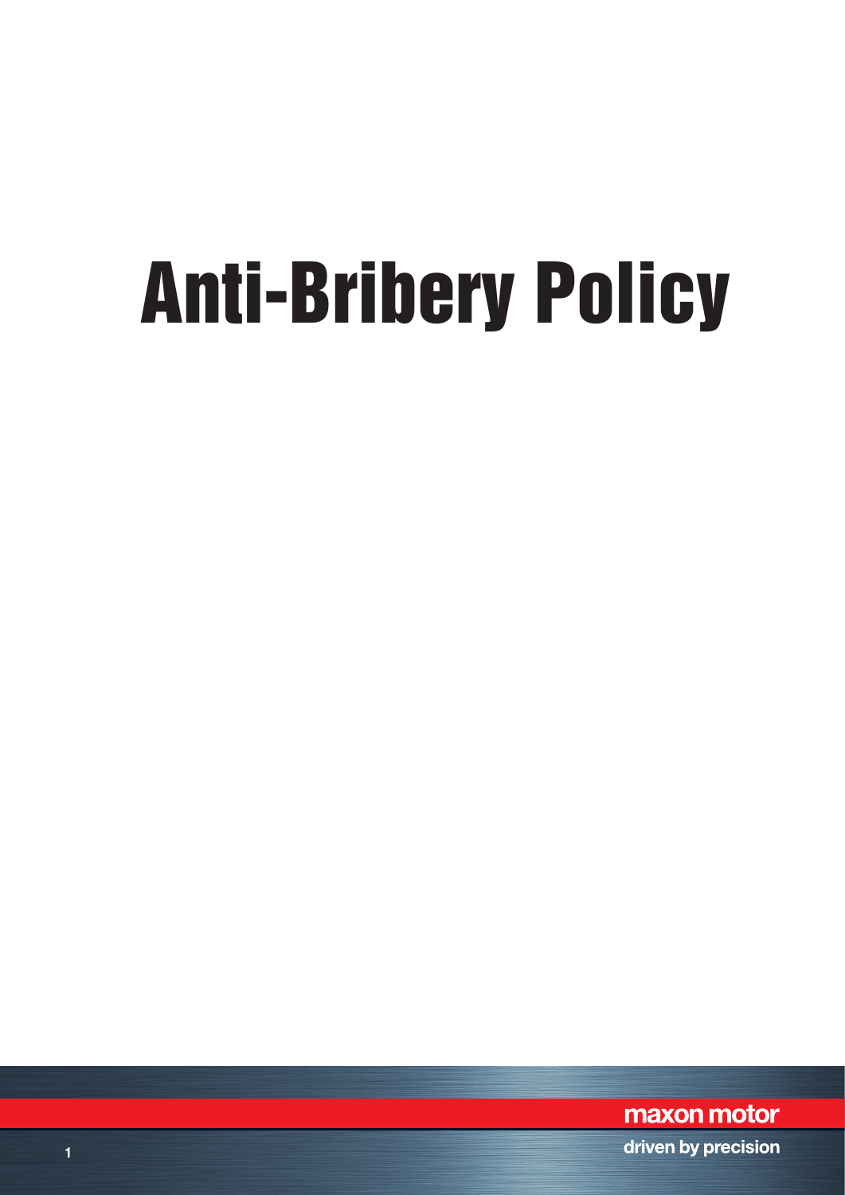# Anti-Bribery Policy

maxon motor

driven by precision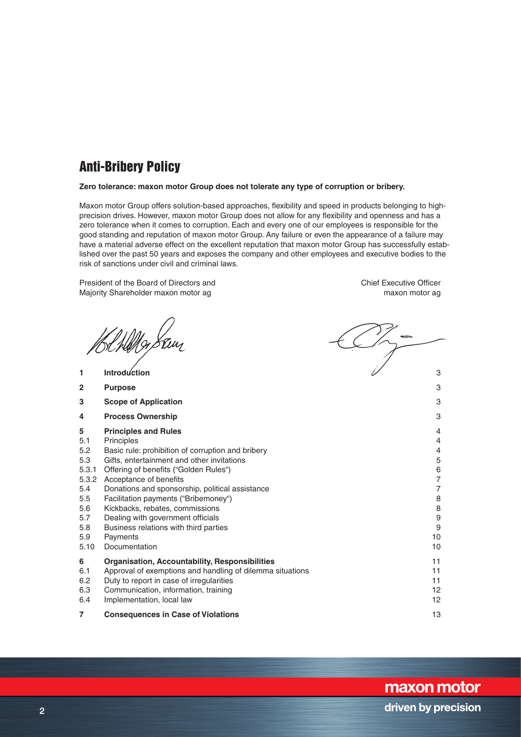# Anti-Bribery Policy

**Zero tolerance: maxon motor Group does not tolerate any type of corruption or bribery.**

Maxon motor Group offers solution-based approaches, flexibility and speed in products belonging to high-precision drives. However, maxon motor Group does not allow for any flexibility and openness and has a zero tolerance when it comes to corruption. Each and every one of our employees is responsible for the good standing and reputation of maxon motor Group. Any failure or even the appearance of a failure may have a material adverse effect on the excellent reputation that maxon motor Group has successfully established over the past 50 years and exposes the company and other employees and executive bodies to the risk of sanctions under civil and criminal laws.

President of the Board of Directors and
Majority Shareholder maxon motor ag

Chief Executive Officer
maxon motor ag

| | | |
|---|---|---|
| **1** | **Introduction** | 3 |
| **2** | **Purpose** | 3 |
| **3** | **Scope of Application** | 3 |
| **4** | **Process Ownership** | 3 |
| **5** | **Principles and Rules** | 4 |
| 5.1 | Principles | 4 |
| 5.2 | Basic rule: prohibition of corruption and bribery | 4 |
| 5.3 | Gifts, entertainment and other invitations | 5 |
| 5.3.1 | Offering of benefits ("Golden Rules") | 6 |
| 5.3.2 | Acceptance of benefits | 7 |
| 5.4 | Donations and sponsorship, political assistance | 7 |
| 5.5 | Facilitation payments ("Bribemoney") | 8 |
| 5.6 | Kickbacks, rebates, commissions | 8 |
| 5.7 | Dealing with government officials | 9 |
| 5.8 | Business relations with third parties | 9 |
| 5.9 | Payments | 10 |
| 5.10 | Documentation | 10 |
| **6** | **Organisation, Accountability, Responsibilities** | 11 |
| 6.1 | Approval of exemptions and handling of dilemma situations | 11 |
| 6.2 | Duty to report in case of irregularities | 11 |
| 6.3 | Communication, information, training | 12 |
| 6.4 | Implementation, local law | 12 |
| **7** | **Consequences in Case of Violations** | 13 |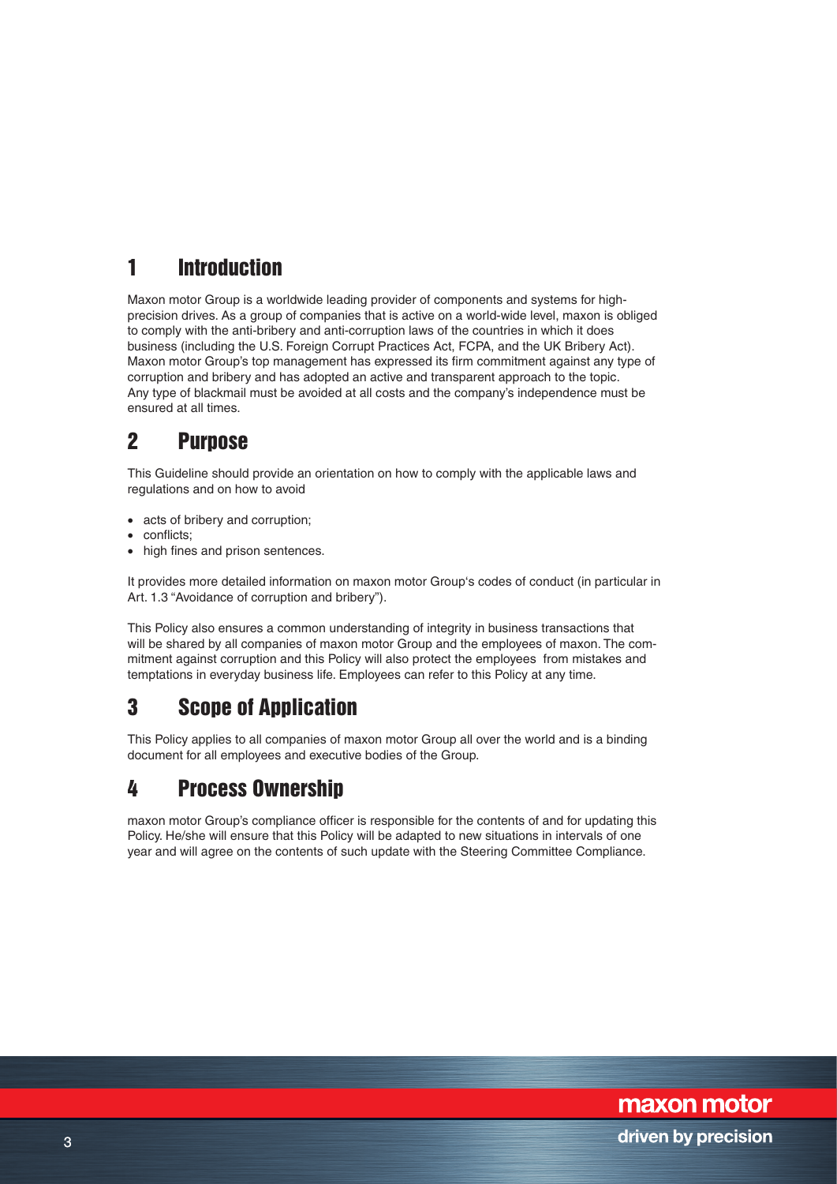# 1 Introduction

Maxon motor Group is a worldwide leading provider of components and systems for high-precision drives. As a group of companies that is active on a world-wide level, maxon is obliged to comply with the anti-bribery and anti-corruption laws of the countries in which it does business (including the U.S. Foreign Corrupt Practices Act, FCPA, and the UK Bribery Act). Maxon motor Group's top management has expressed its firm commitment against any type of corruption and bribery and has adopted an active and transparent approach to the topic. Any type of blackmail must be avoided at all costs and the company's independence must be ensured at all times.

# 2 Purpose

This Guideline should provide an orientation on how to comply with the applicable laws and regulations and on how to avoid

- acts of bribery and corruption;
- conflicts;
- high fines and prison sentences.

It provides more detailed information on maxon motor Group's codes of conduct (in particular in Art. 1.3 "Avoidance of corruption and bribery").

This Policy also ensures a common understanding of integrity in business transactions that will be shared by all companies of maxon motor Group and the employees of maxon. The commitment against corruption and this Policy will also protect the employees from mistakes and temptations in everyday business life. Employees can refer to this Policy at any time.

# 3 Scope of Application

This Policy applies to all companies of maxon motor Group all over the world and is a binding document for all employees and executive bodies of the Group.

# 4 Process Ownership

maxon motor Group's compliance officer is responsible for the contents of and for updating this Policy. He/she will ensure that this Policy will be adapted to new situations in intervals of one year and will agree on the contents of such update with the Steering Committee Compliance.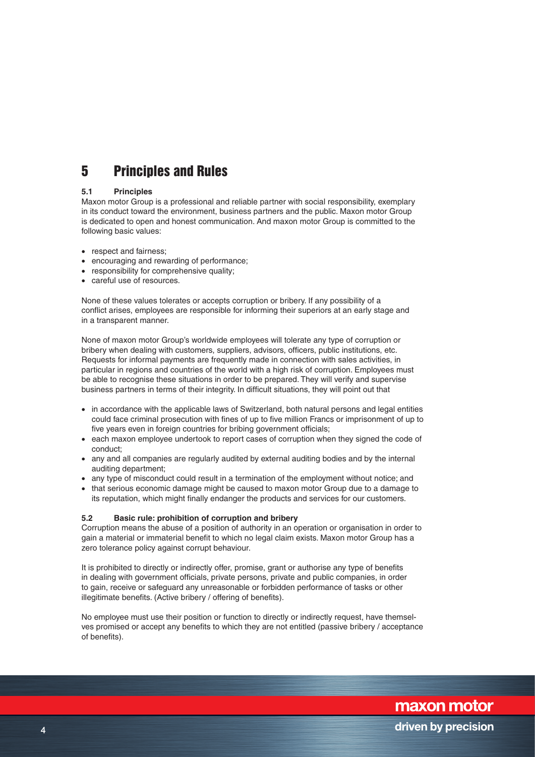# 5 Principles and Rules

### 5.1 Principles

Maxon motor Group is a professional and reliable partner with social responsibility, exemplary in its conduct toward the environment, business partners and the public. Maxon motor Group is dedicated to open and honest communication. And maxon motor Group is committed to the following basic values:

- respect and fairness;
- encouraging and rewarding of performance;
- responsibility for comprehensive quality;
- careful use of resources.

None of these values tolerates or accepts corruption or bribery. If any possibility of a conflict arises, employees are responsible for informing their superiors at an early stage and in a transparent manner.

None of maxon motor Group's worldwide employees will tolerate any type of corruption or bribery when dealing with customers, suppliers, advisors, officers, public institutions, etc. Requests for informal payments are frequently made in connection with sales activities, in particular in regions and countries of the world with a high risk of corruption. Employees must be able to recognise these situations in order to be prepared. They will verify and supervise business partners in terms of their integrity. In difficult situations, they will point out that

- in accordance with the applicable laws of Switzerland, both natural persons and legal entities could face criminal prosecution with fines of up to five million Francs or imprisonment of up to five years even in foreign countries for bribing government officials;
- each maxon employee undertook to report cases of corruption when they signed the code of conduct;
- any and all companies are regularly audited by external auditing bodies and by the internal auditing department;
- any type of misconduct could result in a termination of the employment without notice; and
- that serious economic damage might be caused to maxon motor Group due to a damage to its reputation, which might finally endanger the products and services for our customers.

### 5.2 Basic rule: prohibition of corruption and bribery

Corruption means the abuse of a position of authority in an operation or organisation in order to gain a material or immaterial benefit to which no legal claim exists. Maxon motor Group has a zero tolerance policy against corrupt behaviour.

It is prohibited to directly or indirectly offer, promise, grant or authorise any type of benefits in dealing with government officials, private persons, private and public companies, in order to gain, receive or safeguard any unreasonable or forbidden performance of tasks or other illegitimate benefits. (Active bribery / offering of benefits).

No employee must use their position or function to directly or indirectly request, have themselves promised or accept any benefits to which they are not entitled (passive bribery / acceptance of benefits).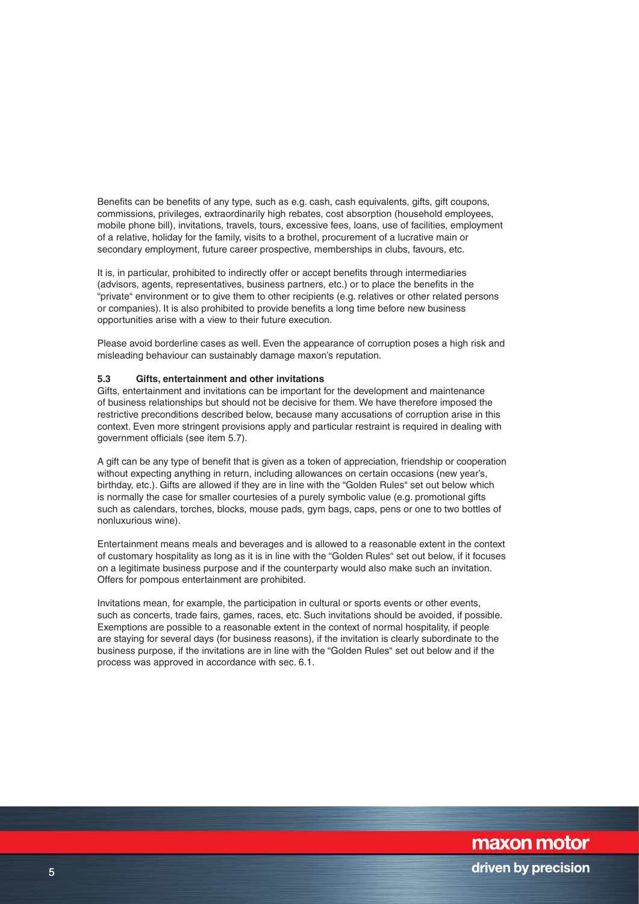Benefits can be benefits of any type, such as e.g. cash, cash equivalents, gifts, gift coupons, commissions, privileges, extraordinarily high rebates, cost absorption (household employees, mobile phone bill), invitations, travels, tours, excessive fees, loans, use of facilities, employment of a relative, holiday for the family, visits to a brothel, procurement of a lucrative main or secondary employment, future career prospective, memberships in clubs, favours, etc.

It is, in particular, prohibited to indirectly offer or accept benefits through intermediaries (advisors, agents, representatives, business partners, etc.) or to place the benefits in the "private" environment or to give them to other recipients (e.g. relatives or other related persons or companies). It is also prohibited to provide benefits a long time before new business opportunities arise with a view to their future execution.

Please avoid borderline cases as well. Even the appearance of corruption poses a high risk and misleading behaviour can sustainably damage maxon's reputation.

### 5.3 Gifts, entertainment and other invitations

Gifts, entertainment and invitations can be important for the development and maintenance of business relationships but should not be decisive for them. We have therefore imposed the restrictive preconditions described below, because many accusations of corruption arise in this context. Even more stringent provisions apply and particular restraint is required in dealing with government officials (see item 5.7).

A gift can be any type of benefit that is given as a token of appreciation, friendship or cooperation without expecting anything in return, including allowances on certain occasions (new year's, birthday, etc.). Gifts are allowed if they are in line with the "Golden Rules" set out below which is normally the case for smaller courtesies of a purely symbolic value (e.g. promotional gifts such as calendars, torches, blocks, mouse pads, gym bags, caps, pens or one to two bottles of nonluxurious wine).

Entertainment means meals and beverages and is allowed to a reasonable extent in the context of customary hospitality as long as it is in line with the "Golden Rules" set out below, if it focuses on a legitimate business purpose and if the counterparty would also make such an invitation. Offers for pompous entertainment are prohibited.

Invitations mean, for example, the participation in cultural or sports events or other events, such as concerts, trade fairs, games, races, etc. Such invitations should be avoided, if possible. Exemptions are possible to a reasonable extent in the context of normal hospitality, if people are staying for several days (for business reasons), if the invitation is clearly subordinate to the business purpose, if the invitations are in line with the "Golden Rules" set out below and if the process was approved in accordance with sec. 6.1.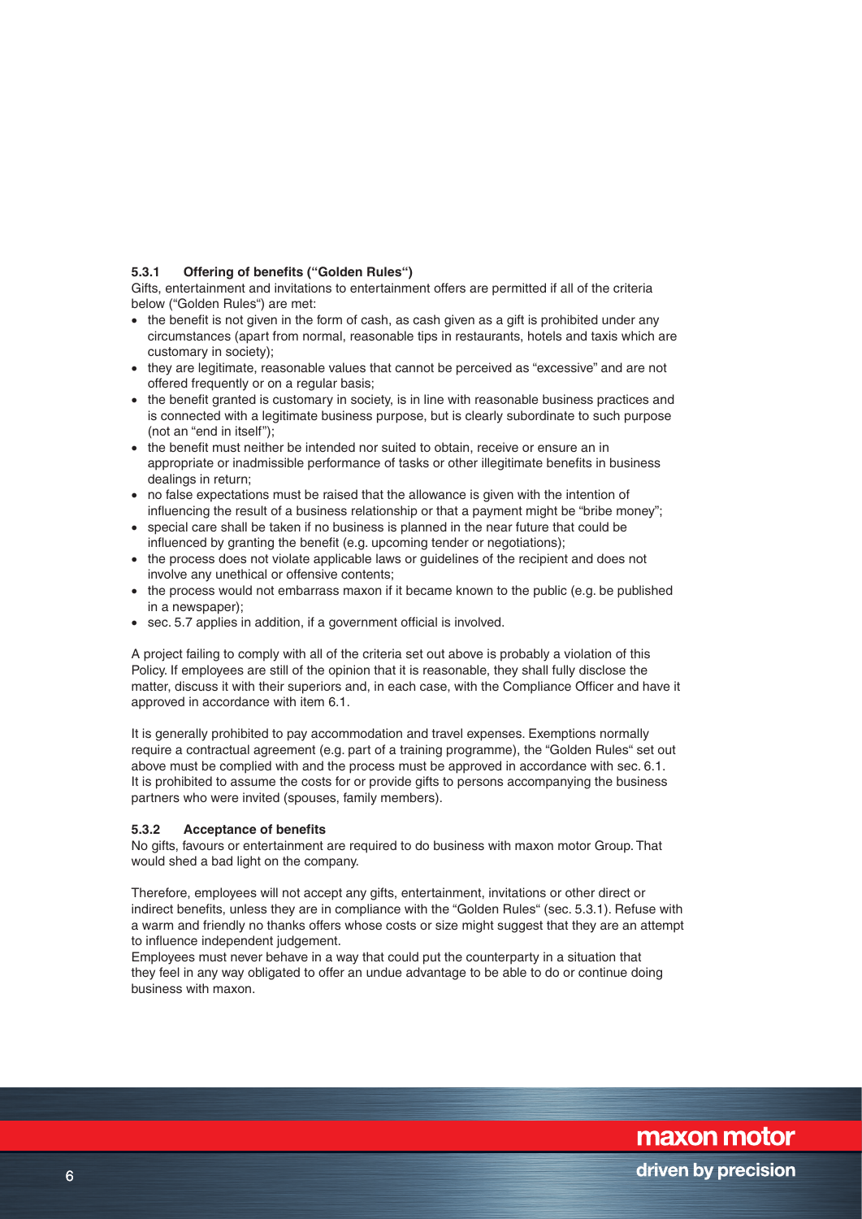#### 5.3.1 Offering of benefits ("Golden Rules")

Gifts, entertainment and invitations to entertainment offers are permitted if all of the criteria below ("Golden Rules") are met:

- the benefit is not given in the form of cash, as cash given as a gift is prohibited under any circumstances (apart from normal, reasonable tips in restaurants, hotels and taxis which are customary in society);
- they are legitimate, reasonable values that cannot be perceived as "excessive" and are not offered frequently or on a regular basis;
- the benefit granted is customary in society, is in line with reasonable business practices and is connected with a legitimate business purpose, but is clearly subordinate to such purpose (not an "end in itself");
- the benefit must neither be intended nor suited to obtain, receive or ensure an in appropriate or inadmissible performance of tasks or other illegitimate benefits in business dealings in return;
- no false expectations must be raised that the allowance is given with the intention of influencing the result of a business relationship or that a payment might be "bribe money";
- special care shall be taken if no business is planned in the near future that could be influenced by granting the benefit (e.g. upcoming tender or negotiations);
- the process does not violate applicable laws or guidelines of the recipient and does not involve any unethical or offensive contents;
- the process would not embarrass maxon if it became known to the public (e.g. be published in a newspaper);
- sec. 5.7 applies in addition, if a government official is involved.

A project failing to comply with all of the criteria set out above is probably a violation of this Policy. If employees are still of the opinion that it is reasonable, they shall fully disclose the matter, discuss it with their superiors and, in each case, with the Compliance Officer and have it approved in accordance with item 6.1.

It is generally prohibited to pay accommodation and travel expenses. Exemptions normally require a contractual agreement (e.g. part of a training programme), the "Golden Rules" set out above must be complied with and the process must be approved in accordance with sec. 6.1. It is prohibited to assume the costs for or provide gifts to persons accompanying the business partners who were invited (spouses, family members).

#### 5.3.2 Acceptance of benefits

No gifts, favours or entertainment are required to do business with maxon motor Group. That would shed a bad light on the company.

Therefore, employees will not accept any gifts, entertainment, invitations or other direct or indirect benefits, unless they are in compliance with the "Golden Rules" (sec. 5.3.1). Refuse with a warm and friendly no thanks offers whose costs or size might suggest that they are an attempt to influence independent judgement.
Employees must never behave in a way that could put the counterparty in a situation that they feel in any way obligated to offer an undue advantage to be able to do or continue doing business with maxon.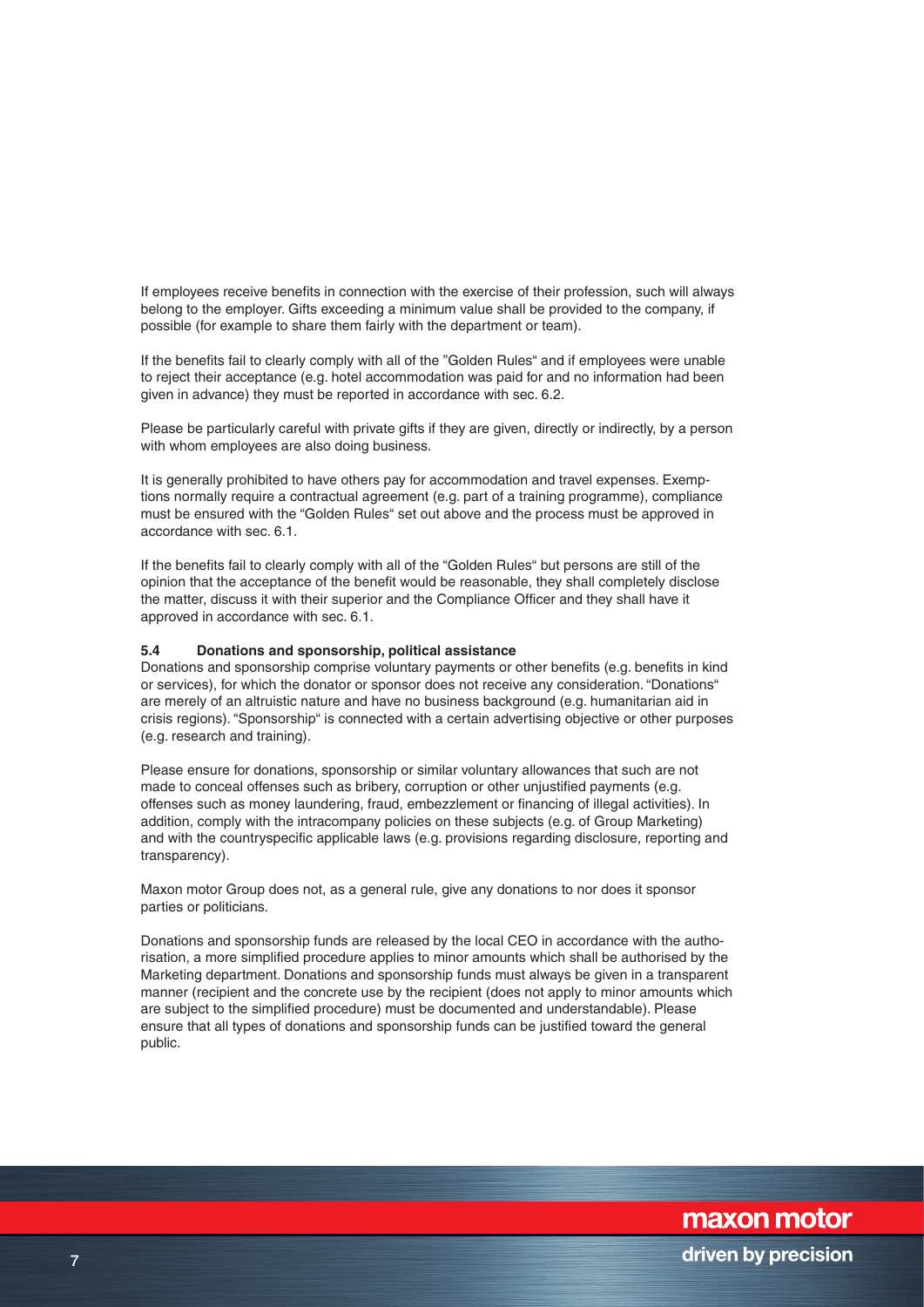If employees receive benefits in connection with the exercise of their profession, such will always belong to the employer. Gifts exceeding a minimum value shall be provided to the company, if possible (for example to share them fairly with the department or team).

If the benefits fail to clearly comply with all of the "Golden Rules" and if employees were unable to reject their acceptance (e.g. hotel accommodation was paid for and no information had been given in advance) they must be reported in accordance with sec. 6.2.

Please be particularly careful with private gifts if they are given, directly or indirectly, by a person with whom employees are also doing business.

It is generally prohibited to have others pay for accommodation and travel expenses. Exemptions normally require a contractual agreement (e.g. part of a training programme), compliance must be ensured with the "Golden Rules" set out above and the process must be approved in accordance with sec. 6.1.

If the benefits fail to clearly comply with all of the "Golden Rules" but persons are still of the opinion that the acceptance of the benefit would be reasonable, they shall completely disclose the matter, discuss it with their superior and the Compliance Officer and they shall have it approved in accordance with sec. 6.1.

### 5.4 Donations and sponsorship, political assistance

Donations and sponsorship comprise voluntary payments or other benefits (e.g. benefits in kind or services), for which the donator or sponsor does not receive any consideration. "Donations" are merely of an altruistic nature and have no business background (e.g. humanitarian aid in crisis regions). "Sponsorship" is connected with a certain advertising objective or other purposes (e.g. research and training).

Please ensure for donations, sponsorship or similar voluntary allowances that such are not made to conceal offenses such as bribery, corruption or other unjustified payments (e.g. offenses such as money laundering, fraud, embezzlement or financing of illegal activities). In addition, comply with the intracompany policies on these subjects (e.g. of Group Marketing) and with the countryspecific applicable laws (e.g. provisions regarding disclosure, reporting and transparency).

Maxon motor Group does not, as a general rule, give any donations to nor does it sponsor parties or politicians.

Donations and sponsorship funds are released by the local CEO in accordance with the authorisation, a more simplified procedure applies to minor amounts which shall be authorised by the Marketing department. Donations and sponsorship funds must always be given in a transparent manner (recipient and the concrete use by the recipient (does not apply to minor amounts which are subject to the simplified procedure) must be documented and understandable). Please ensure that all types of donations and sponsorship funds can be justified toward the general public.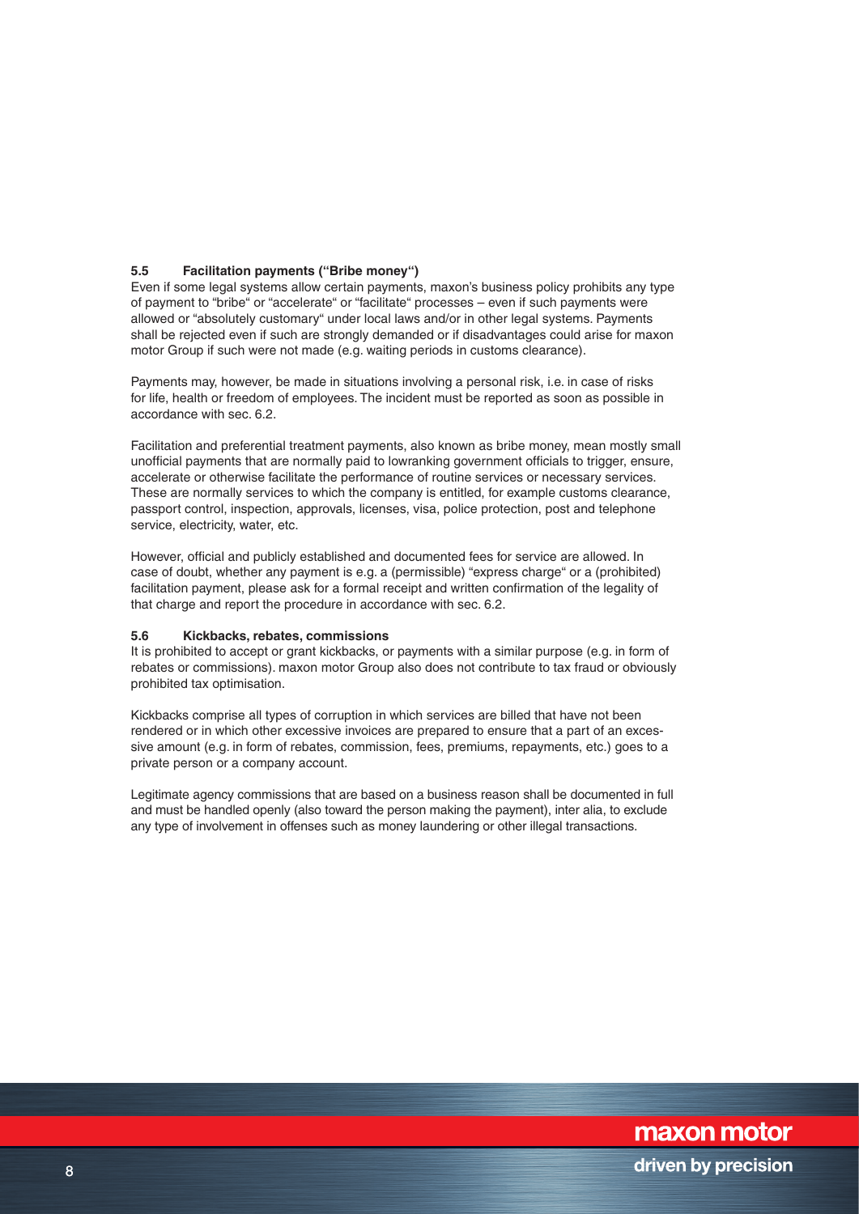### 5.5 Facilitation payments ("Bribe money")

Even if some legal systems allow certain payments, maxon's business policy prohibits any type of payment to "bribe" or "accelerate" or "facilitate" processes – even if such payments were allowed or "absolutely customary" under local laws and/or in other legal systems. Payments shall be rejected even if such are strongly demanded or if disadvantages could arise for maxon motor Group if such were not made (e.g. waiting periods in customs clearance).

Payments may, however, be made in situations involving a personal risk, i.e. in case of risks for life, health or freedom of employees. The incident must be reported as soon as possible in accordance with sec. 6.2.

Facilitation and preferential treatment payments, also known as bribe money, mean mostly small unofficial payments that are normally paid to lowranking government officials to trigger, ensure, accelerate or otherwise facilitate the performance of routine services or necessary services. These are normally services to which the company is entitled, for example customs clearance, passport control, inspection, approvals, licenses, visa, police protection, post and telephone service, electricity, water, etc.

However, official and publicly established and documented fees for service are allowed. In case of doubt, whether any payment is e.g. a (permissible) "express charge" or a (prohibited) facilitation payment, please ask for a formal receipt and written confirmation of the legality of that charge and report the procedure in accordance with sec. 6.2.

### 5.6 Kickbacks, rebates, commissions

It is prohibited to accept or grant kickbacks, or payments with a similar purpose (e.g. in form of rebates or commissions). maxon motor Group also does not contribute to tax fraud or obviously prohibited tax optimisation.

Kickbacks comprise all types of corruption in which services are billed that have not been rendered or in which other excessive invoices are prepared to ensure that a part of an excessive amount (e.g. in form of rebates, commission, fees, premiums, repayments, etc.) goes to a private person or a company account.

Legitimate agency commissions that are based on a business reason shall be documented in full and must be handled openly (also toward the person making the payment), inter alia, to exclude any type of involvement in offenses such as money laundering or other illegal transactions.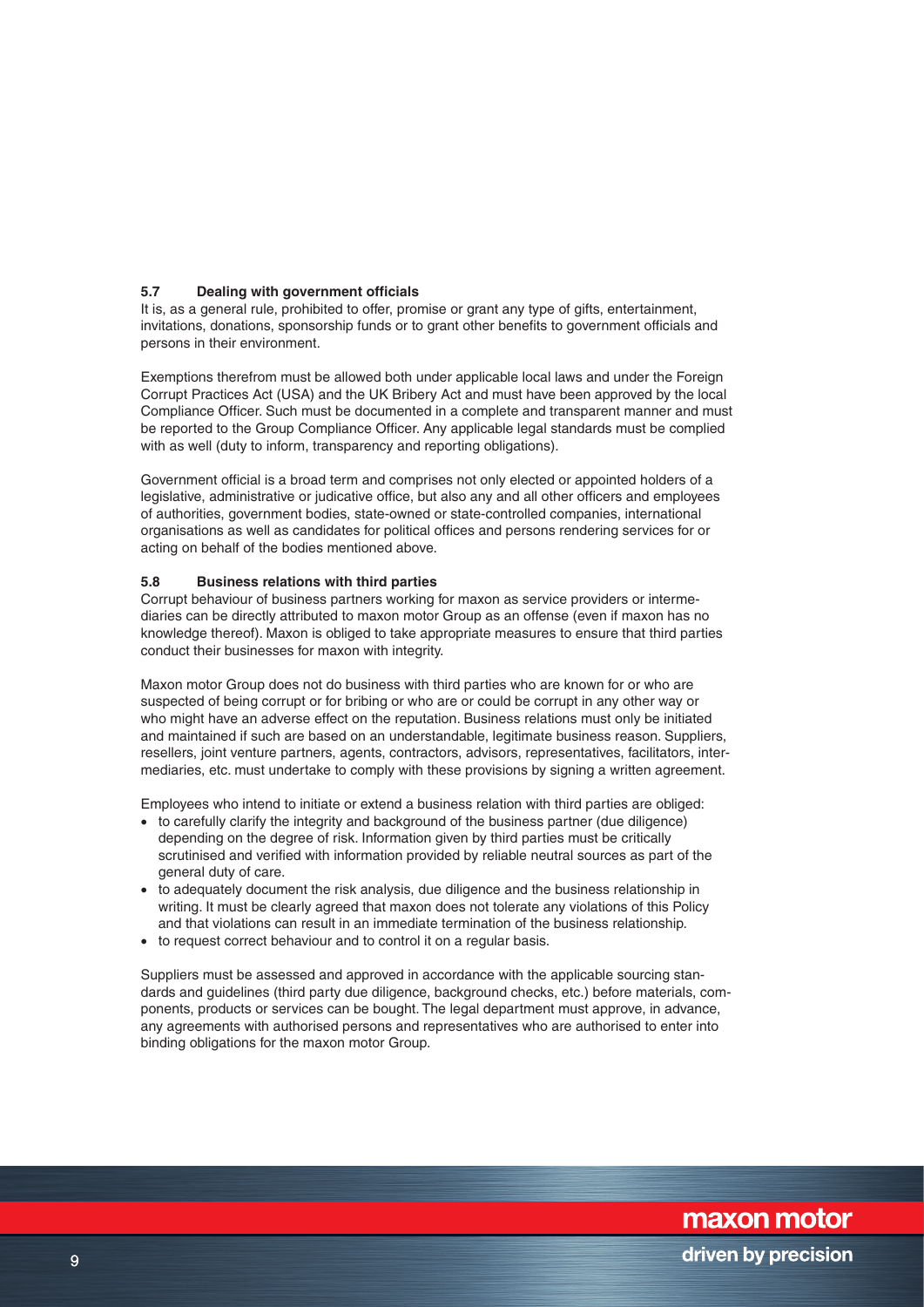### 5.7 Dealing with government officials

It is, as a general rule, prohibited to offer, promise or grant any type of gifts, entertainment, invitations, donations, sponsorship funds or to grant other benefits to government officials and persons in their environment.

Exemptions therefrom must be allowed both under applicable local laws and under the Foreign Corrupt Practices Act (USA) and the UK Bribery Act and must have been approved by the local Compliance Officer. Such must be documented in a complete and transparent manner and must be reported to the Group Compliance Officer. Any applicable legal standards must be complied with as well (duty to inform, transparency and reporting obligations).

Government official is a broad term and comprises not only elected or appointed holders of a legislative, administrative or judicative office, but also any and all other officers and employees of authorities, government bodies, state-owned or state-controlled companies, international organisations as well as candidates for political offices and persons rendering services for or acting on behalf of the bodies mentioned above.

### 5.8 Business relations with third parties

Corrupt behaviour of business partners working for maxon as service providers or intermediaries can be directly attributed to maxon motor Group as an offense (even if maxon has no knowledge thereof). Maxon is obliged to take appropriate measures to ensure that third parties conduct their businesses for maxon with integrity.

Maxon motor Group does not do business with third parties who are known for or who are suspected of being corrupt or for bribing or who are or could be corrupt in any other way or who might have an adverse effect on the reputation. Business relations must only be initiated and maintained if such are based on an understandable, legitimate business reason. Suppliers, resellers, joint venture partners, agents, contractors, advisors, representatives, facilitators, intermediaries, etc. must undertake to comply with these provisions by signing a written agreement.

Employees who intend to initiate or extend a business relation with third parties are obliged:

- to carefully clarify the integrity and background of the business partner (due diligence) depending on the degree of risk. Information given by third parties must be critically scrutinised and verified with information provided by reliable neutral sources as part of the general duty of care.
- to adequately document the risk analysis, due diligence and the business relationship in writing. It must be clearly agreed that maxon does not tolerate any violations of this Policy and that violations can result in an immediate termination of the business relationship.
- to request correct behaviour and to control it on a regular basis.

Suppliers must be assessed and approved in accordance with the applicable sourcing standards and guidelines (third party due diligence, background checks, etc.) before materials, components, products or services can be bought. The legal department must approve, in advance, any agreements with authorised persons and representatives who are authorised to enter into binding obligations for the maxon motor Group.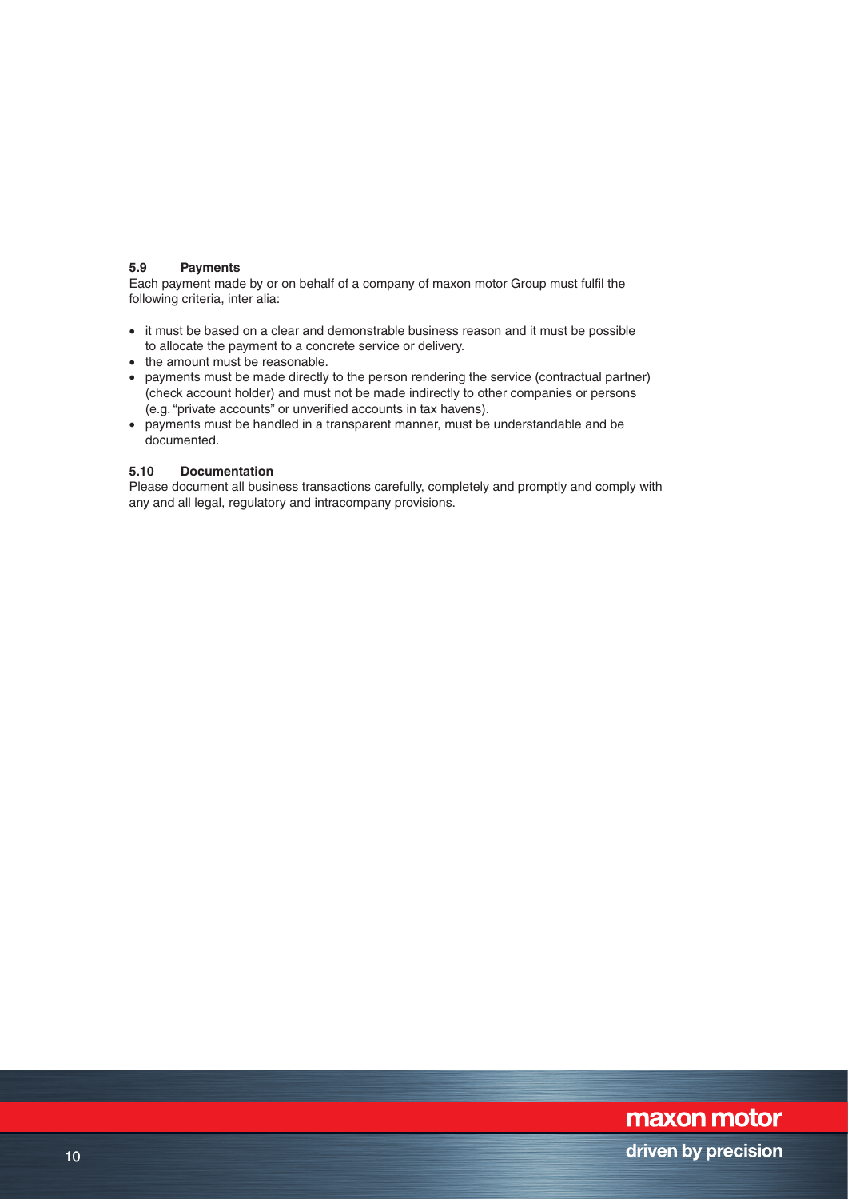### 5.9 Payments

Each payment made by or on behalf of a company of maxon motor Group must fulfil the following criteria, inter alia:

- it must be based on a clear and demonstrable business reason and it must be possible to allocate the payment to a concrete service or delivery.
- the amount must be reasonable.
- payments must be made directly to the person rendering the service (contractual partner) (check account holder) and must not be made indirectly to other companies or persons (e.g. "private accounts" or unverified accounts in tax havens).
- payments must be handled in a transparent manner, must be understandable and be documented.

### 5.10 Documentation

Please document all business transactions carefully, completely and promptly and comply with any and all legal, regulatory and intracompany provisions.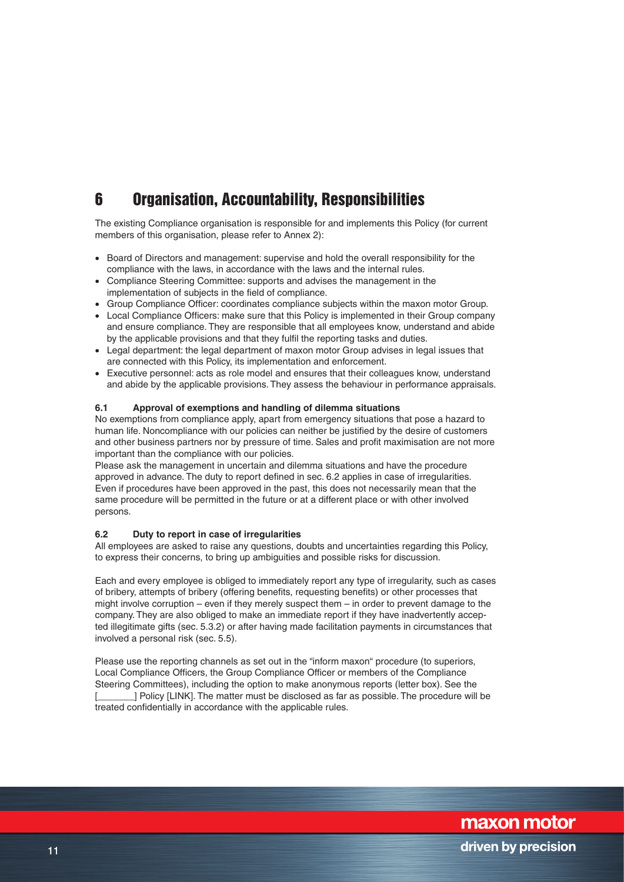# 6 Organisation, Accountability, Responsibilities

The existing Compliance organisation is responsible for and implements this Policy (for current members of this organisation, please refer to Annex 2):

- Board of Directors and management: supervise and hold the overall responsibility for the compliance with the laws, in accordance with the laws and the internal rules.
- Compliance Steering Committee: supports and advises the management in the implementation of subjects in the field of compliance.
- Group Compliance Officer: coordinates compliance subjects within the maxon motor Group.
- Local Compliance Officers: make sure that this Policy is implemented in their Group company and ensure compliance. They are responsible that all employees know, understand and abide by the applicable provisions and that they fulfil the reporting tasks and duties.
- Legal department: the legal department of maxon motor Group advises in legal issues that are connected with this Policy, its implementation and enforcement.
- Executive personnel: acts as role model and ensures that their colleagues know, understand and abide by the applicable provisions. They assess the behaviour in performance appraisals.

### 6.1 Approval of exemptions and handling of dilemma situations

No exemptions from compliance apply, apart from emergency situations that pose a hazard to human life. Noncompliance with our policies can neither be justified by the desire of customers and other business partners nor by pressure of time. Sales and profit maximisation are not more important than the compliance with our policies.

Please ask the management in uncertain and dilemma situations and have the procedure approved in advance. The duty to report defined in sec. 6.2 applies in case of irregularities. Even if procedures have been approved in the past, this does not necessarily mean that the same procedure will be permitted in the future or at a different place or with other involved persons.

### 6.2 Duty to report in case of irregularities

All employees are asked to raise any questions, doubts and uncertainties regarding this Policy, to express their concerns, to bring up ambiguities and possible risks for discussion.

Each and every employee is obliged to immediately report any type of irregularity, such as cases of bribery, attempts of bribery (offering benefits, requesting benefits) or other processes that might involve corruption – even if they merely suspect them – in order to prevent damage to the company. They are also obliged to make an immediate report if they have inadvertently accepted illegitimate gifts (sec. 5.3.2) or after having made facilitation payments in circumstances that involved a personal risk (sec. 5.5).

Please use the reporting channels as set out in the "inform maxon" procedure (to superiors, Local Compliance Officers, the Group Compliance Officer or members of the Compliance Steering Committees), including the option to make anonymous reports (letter box). See the [_______] Policy [LINK]. The matter must be disclosed as far as possible. The procedure will be treated confidentially in accordance with the applicable rules.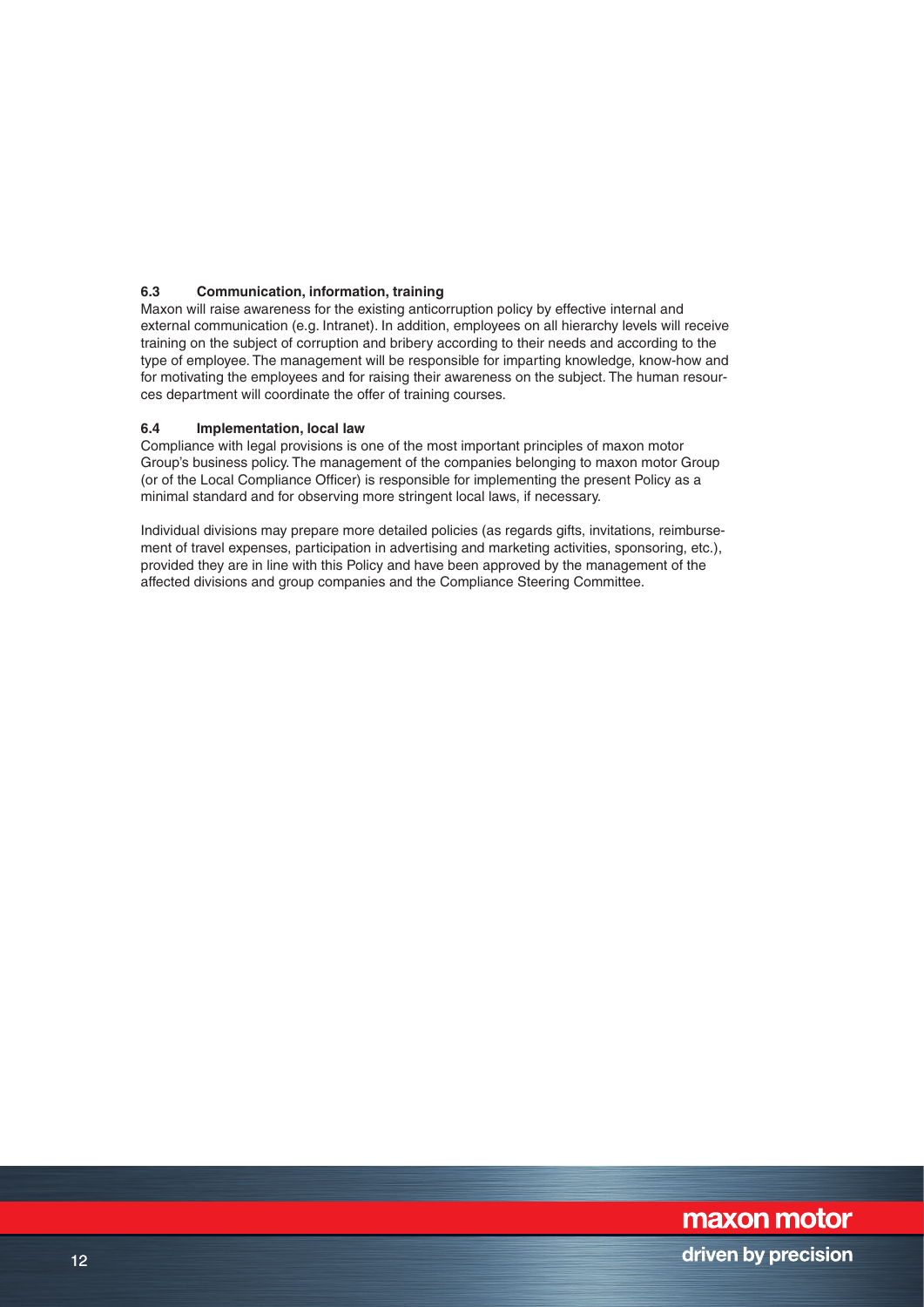### 6.3 Communication, information, training

Maxon will raise awareness for the existing anticorruption policy by effective internal and external communication (e.g. Intranet). In addition, employees on all hierarchy levels will receive training on the subject of corruption and bribery according to their needs and according to the type of employee. The management will be responsible for imparting knowledge, know-how and for motivating the employees and for raising their awareness on the subject. The human resources department will coordinate the offer of training courses.

### 6.4 Implementation, local law

Compliance with legal provisions is one of the most important principles of maxon motor Group's business policy. The management of the companies belonging to maxon motor Group (or of the Local Compliance Officer) is responsible for implementing the present Policy as a minimal standard and for observing more stringent local laws, if necessary.

Individual divisions may prepare more detailed policies (as regards gifts, invitations, reimbursement of travel expenses, participation in advertising and marketing activities, sponsoring, etc.), provided they are in line with this Policy and have been approved by the management of the affected divisions and group companies and the Compliance Steering Committee.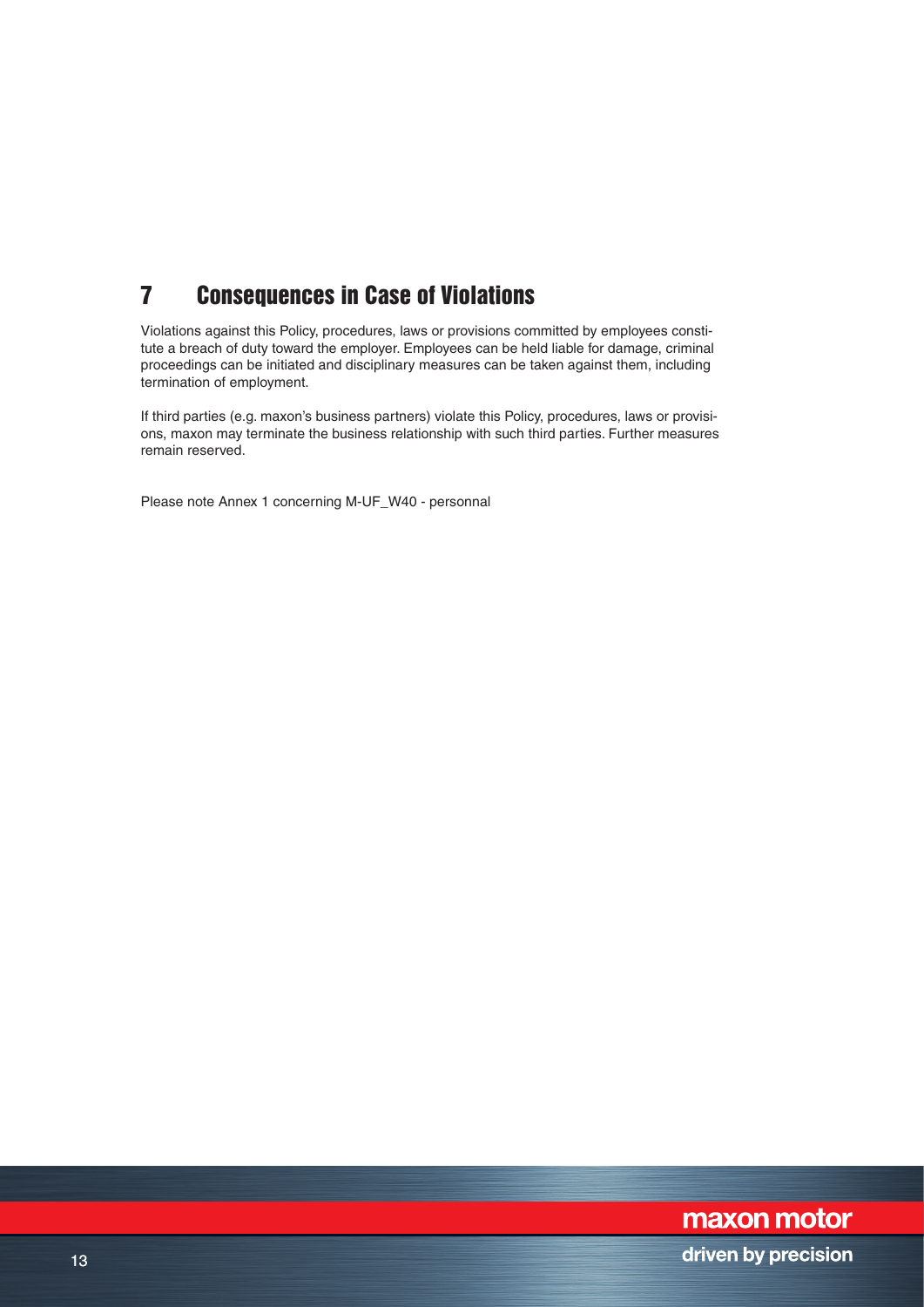# 7 Consequences in Case of Violations

Violations against this Policy, procedures, laws or provisions committed by employees constitute a breach of duty toward the employer. Employees can be held liable for damage, criminal proceedings can be initiated and disciplinary measures can be taken against them, including termination of employment.

If third parties (e.g. maxon's business partners) violate this Policy, procedures, laws or provisions, maxon may terminate the business relationship with such third parties. Further measures remain reserved.

Please note Annex 1 concerning M-UF_W40 - personnal